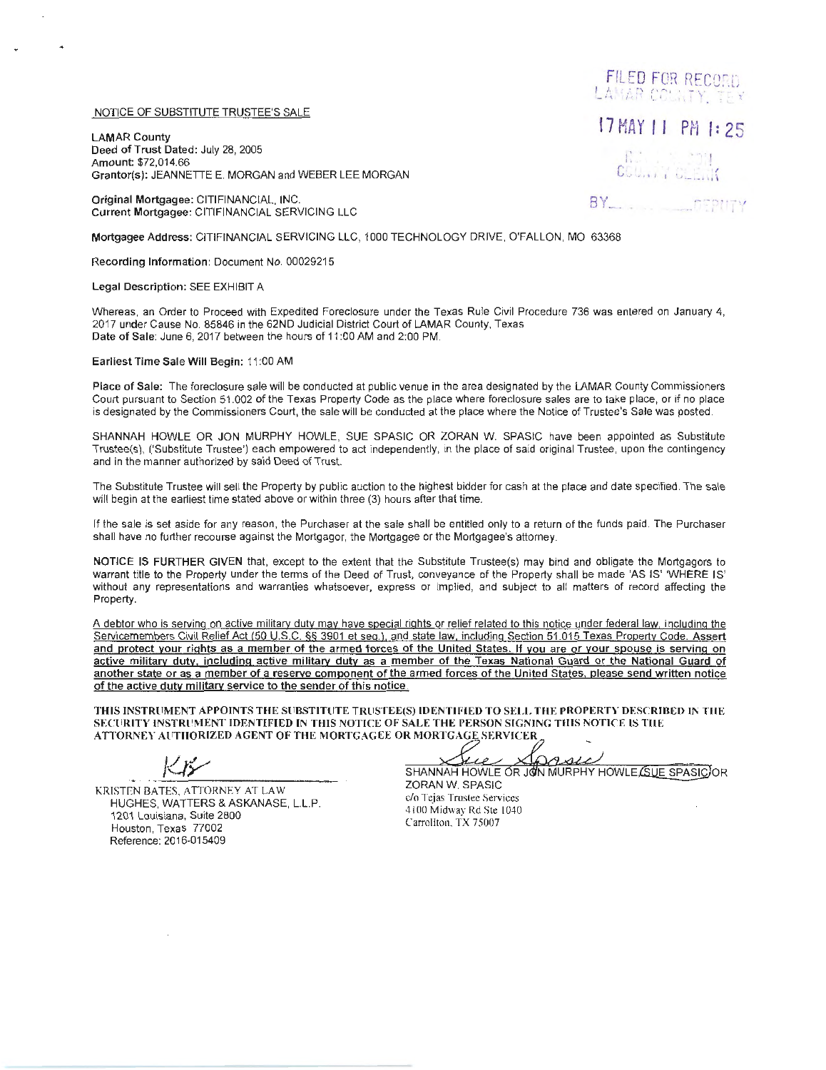FILED FOR RECORD
LAMAR COUNTY, TEX

17 MAY 11 PM 1:25

COUNTY CLERK

BY_______ DEPUTY

NOTICE OF SUBSTITUTE TRUSTEE'S SALE

LAMAR County
Deed of Trust Dated: July 28, 2005
Amount: $72,014.66
Grantor(s): JEANNETTE E. MORGAN and WEBER LEE MORGAN

Original Mortgagee: CITIFINANCIAL, INC.
Current Mortgagee: CITIFINANCIAL SERVICING LLC

Mortgagee Address: CITIFINANCIAL SERVICING LLC, 1000 TECHNOLOGY DRIVE, O'FALLON, MO 63368

Recording Information: Document No. 00029215

Legal Description: SEE EXHIBIT A

Whereas, an Order to Proceed with Expedited Foreclosure under the Texas Rule Civil Procedure 736 was entered on January 4, 2017 under Cause No. 85846 in the 62ND Judicial District Court of LAMAR County, Texas
Date of Sale: June 6, 2017 between the hours of 11:00 AM and 2:00 PM.

Earliest Time Sale Will Begin: 11:00 AM

Place of Sale: The foreclosure sale will be conducted at public venue in the area designated by the LAMAR County Commissioners Court pursuant to Section 51.002 of the Texas Property Code as the place where foreclosure sales are to take place, or if no place is designated by the Commissioners Court, the sale will be conducted at the place where the Notice of Trustee's Sale was posted.

SHANNAH HOWLE OR JON MURPHY HOWLE, SUE SPASIC OR ZORAN W. SPASIC have been appointed as Substitute Trustee(s), ('Substitute Trustee') each empowered to act independently, in the place of said original Trustee, upon the contingency and in the manner authorized by said Deed of Trust.

The Substitute Trustee will sell the Property by public auction to the highest bidder for cash at the place and date specified. The sale will begin at the earliest time stated above or within three (3) hours after that time.

If the sale is set aside for any reason, the Purchaser at the sale shall be entitled only to a return of the funds paid. The Purchaser shall have no further recourse against the Mortgagor, the Mortgagee or the Mortgagee's attorney.

**NOTICE IS FURTHER GIVEN** that, except to the extent that the Substitute Trustee(s) may bind and obligate the Mortgagors to warrant title to the Property under the terms of the Deed of Trust, conveyance of the Property shall be made 'AS IS' 'WHERE IS' without any representations and warranties whatsoever, express or implied, and subject to all matters of record affecting the Property.

A debtor who is serving on active military duty may have special rights or relief related to this notice under federal law, including the Servicemembers Civil Relief Act (50 U.S.C. §§ 3901 et seq.), and state law, including Section 51.015 Texas Property Code. **Assert and protect your rights as a member of the armed forces of the United States. If you are or your spouse is serving on active military duty, including active military duty as a member of the Texas National Guard or the National Guard of another state or as a member of a reserve component of the armed forces of the United States, please send written notice of the active duty military service to the sender of this notice.**

**THIS INSTRUMENT APPOINTS THE SUBSTITUTE TRUSTEE(S) IDENTIFIED TO SELL THE PROPERTY DESCRIBED IN THE SECURITY INSTRUMENT IDENTIFIED IN THIS NOTICE OF SALE THE PERSON SIGNING THIS NOTICE IS THE ATTORNEY AUTHORIZED AGENT OF THE MORTGAGEE OR MORTGAGE SERVICER**

KRISTEN BATES, ATTORNEY AT LAW
HUGHES, WATTERS & ASKANASE, L.L.P.
1201 Louisiana, Suite 2800
Houston, Texas 77002
Reference: 2016-015409

SHANNAH HOWLE OR JON MURPHY HOWLE, SUE SPASIC OR ZORAN W. SPASIC
c/o Tejas Trustee Services
4100 Midway Rd Ste 1040
Carrollton, TX 75007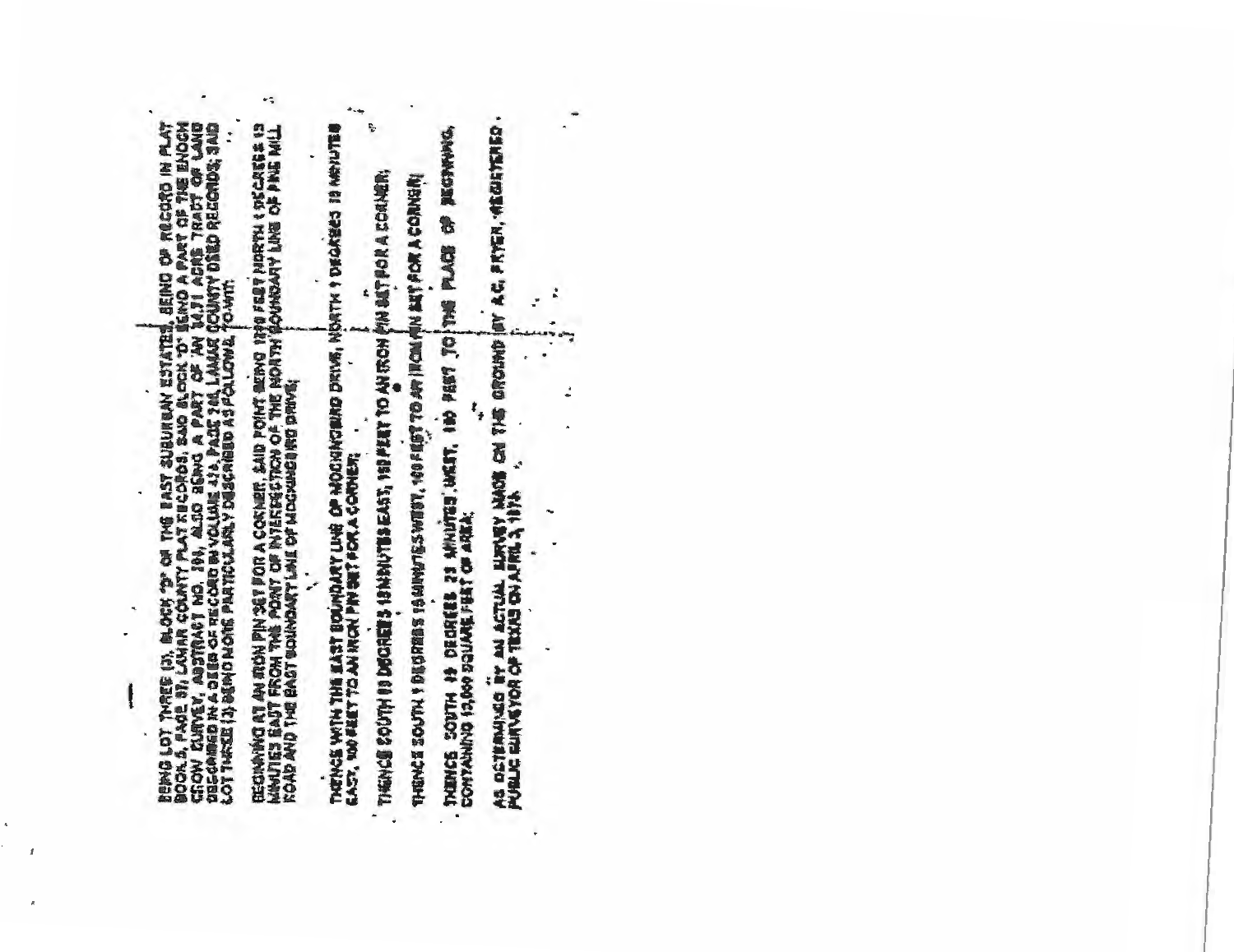BEING LOT THREE (3), BLOCK "D" OF THE EAST SUBURBAN ESTATES, BEING OF RECORD IN PLAT BOOK 5, PAGE 57, LAMAR COUNTY PLAT RECORDS, SAID BLOCK "D" BEING A PART OF THE ENOCH CROW SURVEY, ABSTRACT NO. 194, ALSO BEING A PART OF AN 14.71 ACRE TRACT OF LAND DESCRIBED IN A DEED OF RECORD IN VOLUME 416, PAGE 208, LAMAR COUNTY DEED RECORDS; SAID LOT THREE (3) BEING MORE PARTICULARLY DESCRIBED AS FOLLOWS, TO-WIT:

BEGINNING AT AN IRON PIN SET FOR A CORNER, SAID POINT BEING 1290 FEET NORTH 1 DEGREES 13 MINUTES EAST FROM THE POINT OF INTERSECTION OF THE NORTH BOUNDARY LINE OF PINE MILL ROAD AND THE EAST BOUNDARY LINE OF MOCKINGBIRD DRIVE;

THENCE WITH THE EAST BOUNDARY LINE OF MOCKINGBIRD DRIVE, NORTH 1 DEGREES 13 MINUTES EAST, 100 FEET TO AN IRON PIN SET FOR A CORNER;

THENCE SOUTH 89 DEGREES 15 MINUTES EAST, 150 FEET TO AN IRON PIN SET FOR A CORNER;

THENCE SOUTH 1 DEGREES 15 MINUTES WEST, 100 FEET TO AN IRON PIN SET FOR A CORNER;

THENCE SOUTH 89 DEGREES 23 MINUTES WEST, 150 FEET TO THE PLACE OF BEGINNING, CONTAINING 15,000 SQUARE FEET OF AREA.

AS DETERMINED BY AN ACTUAL SURVEY MADE ON THE GROUND BY A.C. FRYER, REGISTERED PUBLIC SURVEYOR OF TEXAS ON APRIL 3, 1974.